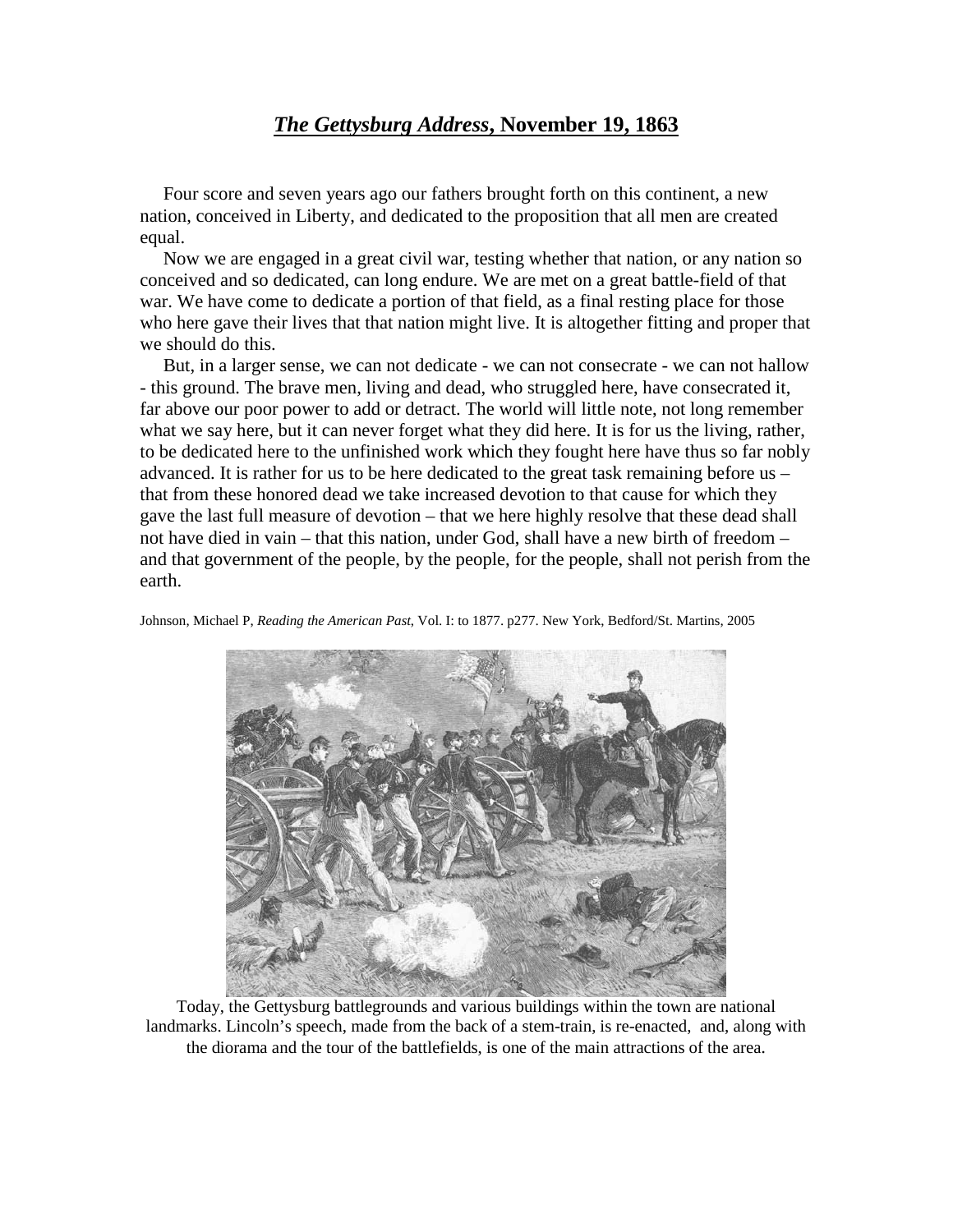## ***The Gettysburg Address*, November 19, 1863**

Four score and seven years ago our fathers brought forth on this continent, a new nation, conceived in Liberty, and dedicated to the proposition that all men are created equal.

Now we are engaged in a great civil war, testing whether that nation, or any nation so conceived and so dedicated, can long endure. We are met on a great battle-field of that war. We have come to dedicate a portion of that field, as a final resting place for those who here gave their lives that that nation might live. It is altogether fitting and proper that we should do this.

But, in a larger sense, we can not dedicate - we can not consecrate - we can not hallow - this ground. The brave men, living and dead, who struggled here, have consecrated it, far above our poor power to add or detract. The world will little note, not long remember what we say here, but it can never forget what they did here. It is for us the living, rather, to be dedicated here to the unfinished work which they fought here have thus so far nobly advanced. It is rather for us to be here dedicated to the great task remaining before us – that from these honored dead we take increased devotion to that cause for which they gave the last full measure of devotion – that we here highly resolve that these dead shall not have died in vain – that this nation, under God, shall have a new birth of freedom – and that government of the people, by the people, for the people, shall not perish from the earth.

Johnson, Michael P, *Reading the American Past*, Vol. I: to 1877. p277. New York, Bedford/St. Martins, 2005

Today, the Gettysburg battlegrounds and various buildings within the town are national landmarks. Lincoln's speech, made from the back of a stem-train, is re-enacted, and, along with the diorama and the tour of the battlefields, is one of the main attractions of the area.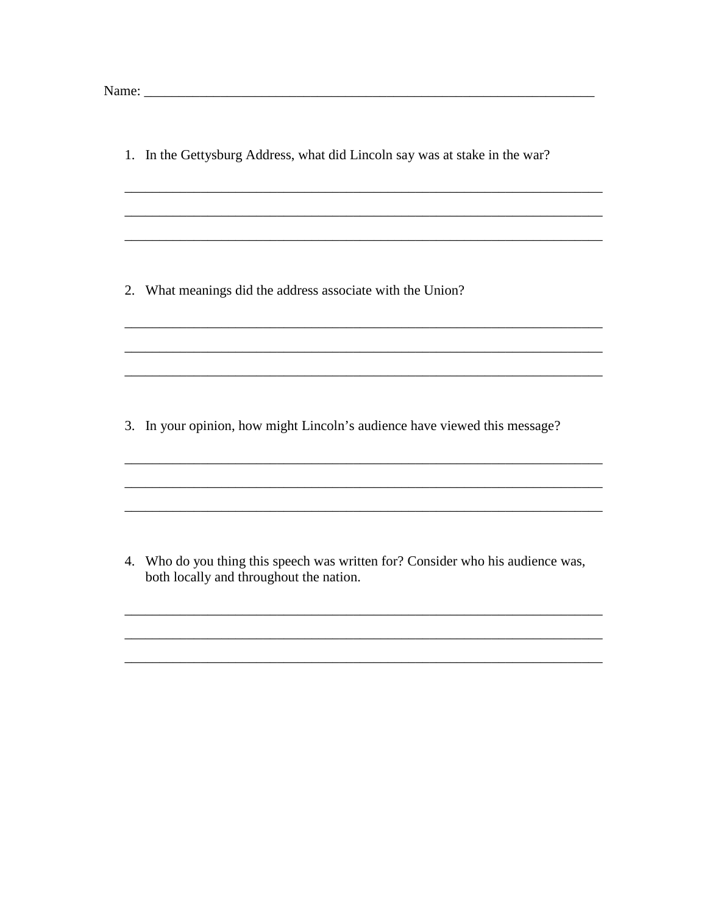Name: ___________________________________________________________________

1. In the Gettysburg Address, what did Lincoln say was at stake in the war?

_______________________________________________________________________

_______________________________________________________________________

_______________________________________________________________________

2. What meanings did the address associate with the Union?

_______________________________________________________________________

_______________________________________________________________________

_______________________________________________________________________

3. In your opinion, how might Lincoln's audience have viewed this message?

_______________________________________________________________________

_______________________________________________________________________

_______________________________________________________________________

4. Who do you thing this speech was written for? Consider who his audience was, both locally and throughout the nation.

_______________________________________________________________________

_______________________________________________________________________

_______________________________________________________________________